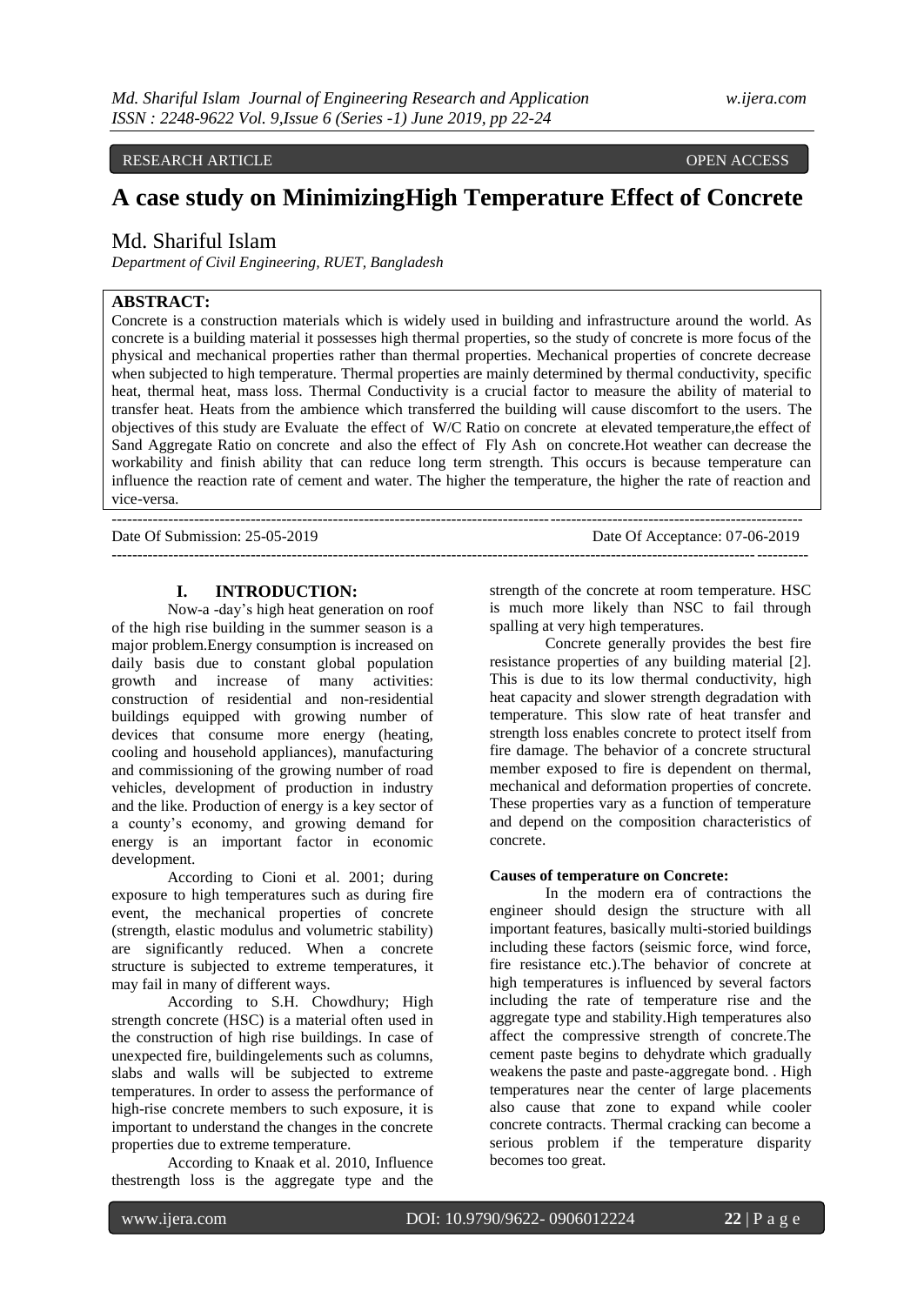RESEARCH ARTICLE OPEN ACCESS

# A case study on MinimizingHigh Temperature Effect of Concrete

Md. Shariful Islam

*Department of Civil Engineering, RUET, Bangladesh*

**ABSTRACT:**

Concrete is a construction materials which is widely used in building and infrastructure around the world. As concrete is a building material it possesses high thermal properties, so the study of concrete is more focus of the physical and mechanical properties rather than thermal properties. Mechanical properties of concrete decrease when subjected to high temperature. Thermal properties are mainly determined by thermal conductivity, specific heat, thermal heat, mass loss. Thermal Conductivity is a crucial factor to measure the ability of material to transfer heat. Heats from the ambience which transferred the building will cause discomfort to the users. The objectives of this study are Evaluate the effect of W/C Ratio on concrete at elevated temperature,the effect of Sand Aggregate Ratio on concrete and also the effect of Fly Ash on concrete.Hot weather can decrease the workability and finish ability that can reduce long term strength. This occurs is because temperature can influence the reaction rate of cement and water. The higher the temperature, the higher the rate of reaction and vice-versa.

Date Of Submission: 25-05-2019 Date Of Acceptance: 07-06-2019

## I. INTRODUCTION:

Now-a -day's high heat generation on roof of the high rise building in the summer season is a major problem.Energy consumption is increased on daily basis due to constant global population growth and increase of many activities: construction of residential and non-residential buildings equipped with growing number of devices that consume more energy (heating, cooling and household appliances), manufacturing and commissioning of the growing number of road vehicles, development of production in industry and the like. Production of energy is a key sector of a county's economy, and growing demand for energy is an important factor in economic development.

According to Cioni et al. 2001; during exposure to high temperatures such as during fire event, the mechanical properties of concrete (strength, elastic modulus and volumetric stability) are significantly reduced. When a concrete structure is subjected to extreme temperatures, it may fail in many of different ways.

According to S.H. Chowdhury; High strength concrete (HSC) is a material often used in the construction of high rise buildings. In case of unexpected fire, buildingelements such as columns, slabs and walls will be subjected to extreme temperatures. In order to assess the performance of high-rise concrete members to such exposure, it is important to understand the changes in the concrete properties due to extreme temperature.

According to Knaak et al. 2010, Influence thestrength loss is the aggregate type and the strength of the concrete at room temperature. HSC is much more likely than NSC to fail through spalling at very high temperatures.

Concrete generally provides the best fire resistance properties of any building material [2]. This is due to its low thermal conductivity, high heat capacity and slower strength degradation with temperature. This slow rate of heat transfer and strength loss enables concrete to protect itself from fire damage. The behavior of a concrete structural member exposed to fire is dependent on thermal, mechanical and deformation properties of concrete. These properties vary as a function of temperature and depend on the composition characteristics of concrete.

**Causes of temperature on Concrete:**

In the modern era of contractions the engineer should design the structure with all important features, basically multi-storied buildings including these factors (seismic force, wind force, fire resistance etc.).The behavior of concrete at high temperatures is influenced by several factors including the rate of temperature rise and the aggregate type and stability.High temperatures also affect the compressive strength of concrete.The cement paste begins to dehydrate which gradually weakens the paste and paste-aggregate bond. . High temperatures near the center of large placements also cause that zone to expand while cooler concrete contracts. Thermal cracking can become a serious problem if the temperature disparity becomes too great.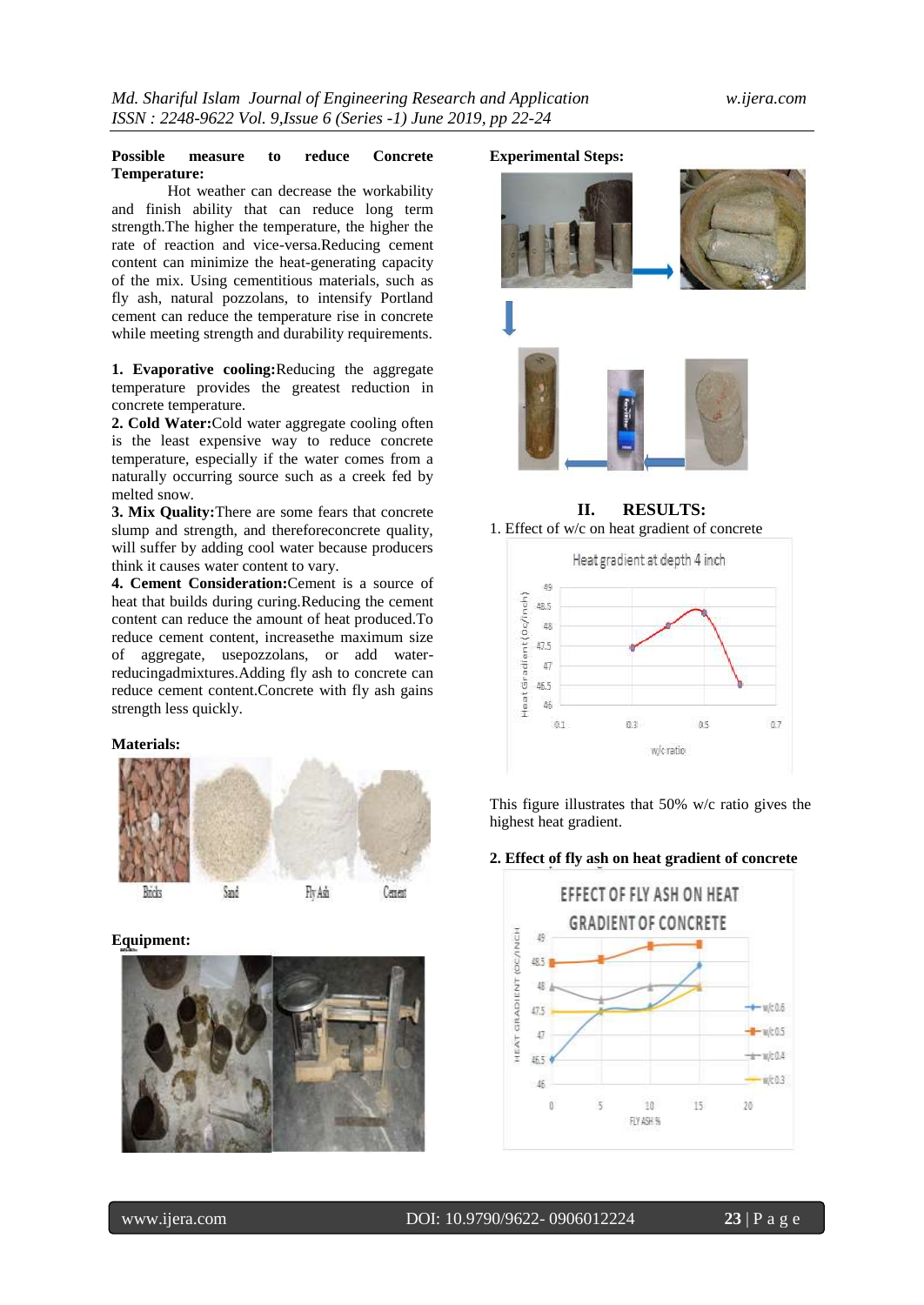**Possible measure to reduce Concrete Temperature:**

Hot weather can decrease the workability and finish ability that can reduce long term strength.The higher the temperature, the higher the rate of reaction and vice-versa.Reducing cement content can minimize the heat-generating capacity of the mix. Using cementitious materials, such as fly ash, natural pozzolans, to intensify Portland cement can reduce the temperature rise in concrete while meeting strength and durability requirements.

**1. Evaporative cooling:**Reducing the aggregate temperature provides the greatest reduction in concrete temperature.
**2. Cold Water:**Cold water aggregate cooling often is the least expensive way to reduce concrete temperature, especially if the water comes from a naturally occurring source such as a creek fed by melted snow.
**3. Mix Quality:**There are some fears that concrete slump and strength, and thereforeconcrete quality, will suffer by adding cool water because producers think it causes water content to vary.
**4. Cement Consideration:**Cement is a source of heat that builds during curing.Reducing the cement content can reduce the amount of heat produced.To reduce cement content, increasethe maximum size of aggregate, usepozzolans, or add water-reducingadmixtures.Adding fly ash to concrete can reduce cement content.Concrete with fly ash gains strength less quickly.

**Materials:**

Bricks Sand Fly Ash Cement

**Equipment:**

**Experimental Steps:**

## II. RESULTS:

1. Effect of w/c on heat gradient of concrete

Heat gradient at depth 4 inch
Heat Gradient (0c/inch)
49
48.5
48
47.5
47
46.5
46
0.1 0.3 0.5 0.7
w/c ratio

This figure illustrates that 50% w/c ratio gives the highest heat gradient.

**2. Effect of fly ash on heat gradient of concrete**

EFFECT OF FLY ASH ON HEAT GRADIENT OF CONCRETE
HEAT GRADIENT (0C/INCH)
49
48.5
48
47.5
47
46.5
46
0 5 10 15 20
FLY ASH %
w/c 0.6
w/c 0.5
w/c 0.4
w/c 0.3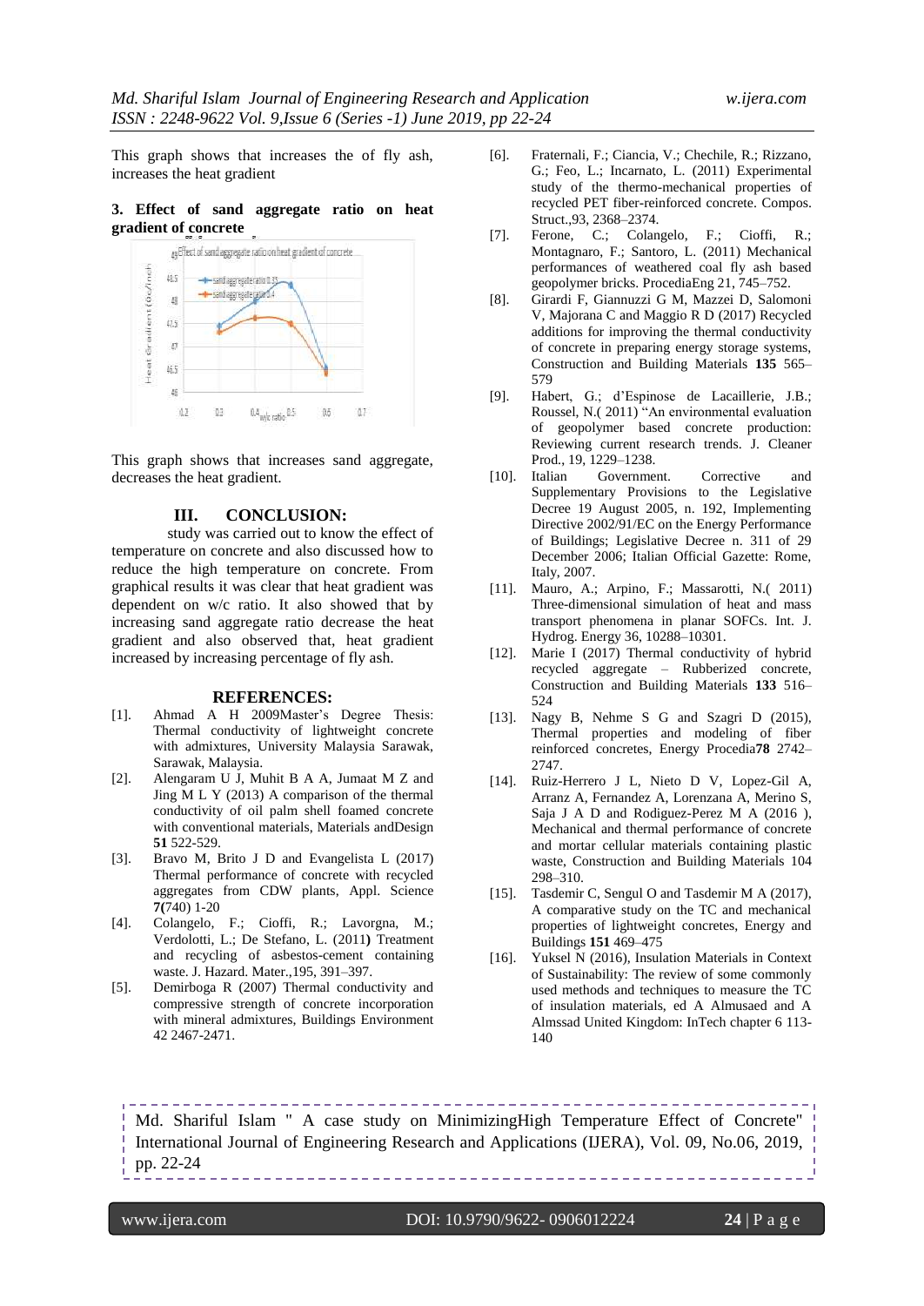This graph shows that increases the of fly ash, increases the heat gradient

**3. Effect of sand aggregate ratio on heat gradient of concrete**

Effect of sand aggregate ratio on heat gradient of concrete

49
48.5
48
47.5
47
46.5
46

Heat Gradient (0c/inch)

sand aggregate ratio 0.33
sand aggregate ratio 0.4

0.2 0.3 0.4 w/c ratio 0.5 0.6 0.7

This graph shows that increases sand aggregate, decreases the heat gradient.

## III. CONCLUSION:

study was carried out to know the effect of temperature on concrete and also discussed how to reduce the high temperature on concrete. From graphical results it was clear that heat gradient was dependent on w/c ratio. It also showed that by increasing sand aggregate ratio decrease the heat gradient and also observed that, heat gradient increased by increasing percentage of fly ash.

## REFERENCES:

[1]. Ahmad A H 2009Master's Degree Thesis: Thermal conductivity of lightweight concrete with admixtures, University Malaysia Sarawak, Sarawak, Malaysia.

[2]. Alengaram U J, Muhit B A A, Jumaat M Z and Jing M L Y (2013) A comparison of the thermal conductivity of oil palm shell foamed concrete with conventional materials, Materials andDesign **51** 522-529.

[3]. Bravo M, Brito J D and Evangelista L (2017) Thermal performance of concrete with recycled aggregates from CDW plants, Appl. Science **7(**740) 1-20

[4]. Colangelo, F.; Cioffi, R.; Lavorgna, M.; Verdolotti, L.; De Stefano, L. (2011**)** Treatment and recycling of asbestos-cement containing waste. J. Hazard. Mater.,195, 391–397.

[5]. Demirboga R (2007) Thermal conductivity and compressive strength of concrete incorporation with mineral admixtures, Buildings Environment 42 2467-2471.

[6]. Fraternali, F.; Ciancia, V.; Chechile, R.; Rizzano, G.; Feo, L.; Incarnato, L. (2011) Experimental study of the thermo-mechanical properties of recycled PET fiber-reinforced concrete. Compos. Struct.,93, 2368–2374.

[7]. Ferone, C.; Colangelo, F.; Cioffi, R.; Montagnaro, F.; Santoro, L. (2011) Mechanical performances of weathered coal fly ash based geopolymer bricks. ProcediaEng 21, 745–752.

[8]. Girardi F, Giannuzzi G M, Mazzei D, Salomoni V, Majorana C and Maggio R D (2017) Recycled additions for improving the thermal conductivity of concrete in preparing energy storage systems, Construction and Building Materials **135** 565–579

[9]. Habert, G.; d'Espinose de Lacaillerie, J.B.; Roussel, N.( 2011) "An environmental evaluation of geopolymer based concrete production: Reviewing current research trends. J. Cleaner Prod., 19, 1229–1238.

[10]. Italian Government. Corrective and Supplementary Provisions to the Legislative Decree 19 August 2005, n. 192, Implementing Directive 2002/91/EC on the Energy Performance of Buildings; Legislative Decree n. 311 of 29 December 2006; Italian Official Gazette: Rome, Italy, 2007.

[11]. Mauro, A.; Arpino, F.; Massarotti, N.( 2011) Three-dimensional simulation of heat and mass transport phenomena in planar SOFCs. Int. J. Hydrog. Energy 36, 10288–10301.

[12]. Marie I (2017) Thermal conductivity of hybrid recycled aggregate – Rubberized concrete, Construction and Building Materials **133** 516–524

[13]. Nagy B, Nehme S G and Szagri D (2015), Thermal properties and modeling of fiber reinforced concretes, Energy Procedia**78** 2742–2747.

[14]. Ruiz-Herrero J L, Nieto D V, Lopez-Gil A, Arranz A, Fernandez A, Lorenzana A, Merino S, Saja J A D and Rodiguez-Perez M A (2016 ), Mechanical and thermal performance of concrete and mortar cellular materials containing plastic waste, Construction and Building Materials 104 298–310.

[15]. Tasdemir C, Sengul O and Tasdemir M A (2017), A comparative study on the TC and mechanical properties of lightweight concretes, Energy and Buildings **151** 469–475

[16]. Yuksel N (2016), Insulation Materials in Context of Sustainability: The review of some commonly used methods and techniques to measure the TC of insulation materials, ed A Almusaed and A Almssad United Kingdom: InTech chapter 6 113-140

Md. Shariful Islam " A case study on MinimizingHigh Temperature Effect of Concrete" International Journal of Engineering Research and Applications (IJERA), Vol. 09, No.06, 2019, pp. 22-24